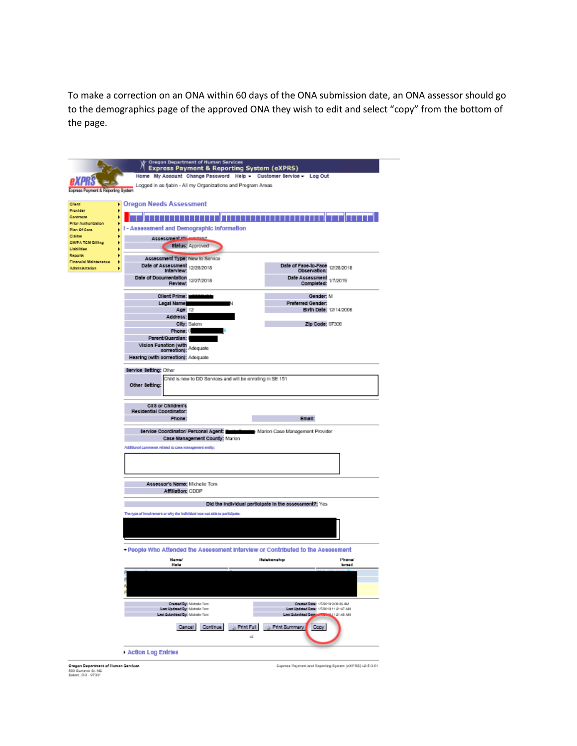To make a correction on an ONA within 60 days of the ONA submission date, an ONA assessor should go to the demographics page of the approved ONA they wish to edit and select "copy" from the bottom of the page.

Oregon Department of Human Services
Express Payment & Reporting System (eXPRS)

Home | My Account | Change Password | Help | Customer Service | Log Out

Logged in as fjabin - All my Organizations and Program Areas

- Client
- Provider
- Contracts
- Prior Authorization
- Plan Of Care
- Claims
- CM/PA TCM Billing
- Liabilities
- Reports
- Financial Maintenance
- Administration

## Oregon Needs Assessment

### I - Assessment and Demographic Information

**Assessment ID:**
**Status:** Approved

| | | | |
|---|---|---|---|
| **Assessment Type:** | New to Service | | |
| **Date of Assessment Interview:** | 12/28/2018 | **Date of Face-to-Face Observation:** | 12/28/2018 |
| **Date of Documentation Review:** | 12/27/2018 | **Date Assessment Completed:** | 1/7/2019 |

| | | | |
|---|---|---|---|
| **Client Prime:** | | **Gender:** | M |
| **Legal Name:** | | **Preferred Gender:** | |
| **Age:** | 12 | **Birth Date:** | 12/14/2006 |
| **Address:** | | | |
| **City:** | Salem | **Zip Code:** | 97306 |
| **Phone:** | | | |
| **Parent/Guardian:** | | | |
| **Vision Function (with correction):** | Adequate | | |
| **Hearing (with correction):** | Adequate | | |

**Service Setting:** Other

**Other Setting:** Child is new to DD Services and will be enrolling in SE 151

**CIIS or Children's Residential Coordinator:**
**Phone:** **Email:**

**Service Coordinator/ Personal Agent:** - Marion Case Management Provider
**Case Management County:** Marion

Additional comments related to case management entity:

**Assessor's Name:** Michelle Tom
**Affiliation:** CDDP

**Did the individual participate in the assessment?:** Yes

The type of involvement or why the individual was not able to participate:

### People Who Attended the Assessment Interview or Contributed to the Assessment

| Name/ Role | Relationship | Phone/ Email |
|---|---|---|
| | | |

| | | | |
|---|---|---|---|
| **Created By:** | Michelle Tom | **Created Date:** | 1/7/2019 9:08:30 AM |
| **Last Updated By:** | Michelle Tom | **Last Updated Date:** | 1/7/2019 11:21:47 AM |
| **Last Submitted By:** | Michelle Tom | **Last Submitted Date:** | 1/7/2019 11:21:46 AM |

Cancel | Continue | Print Full | Print Summary | Copy

Action Log Entries

Oregon Department of Human Services
500 Summer St. NE
Salem, OR - 97301

Express Payment and Reporting System (eXPRS) v2-5-3-01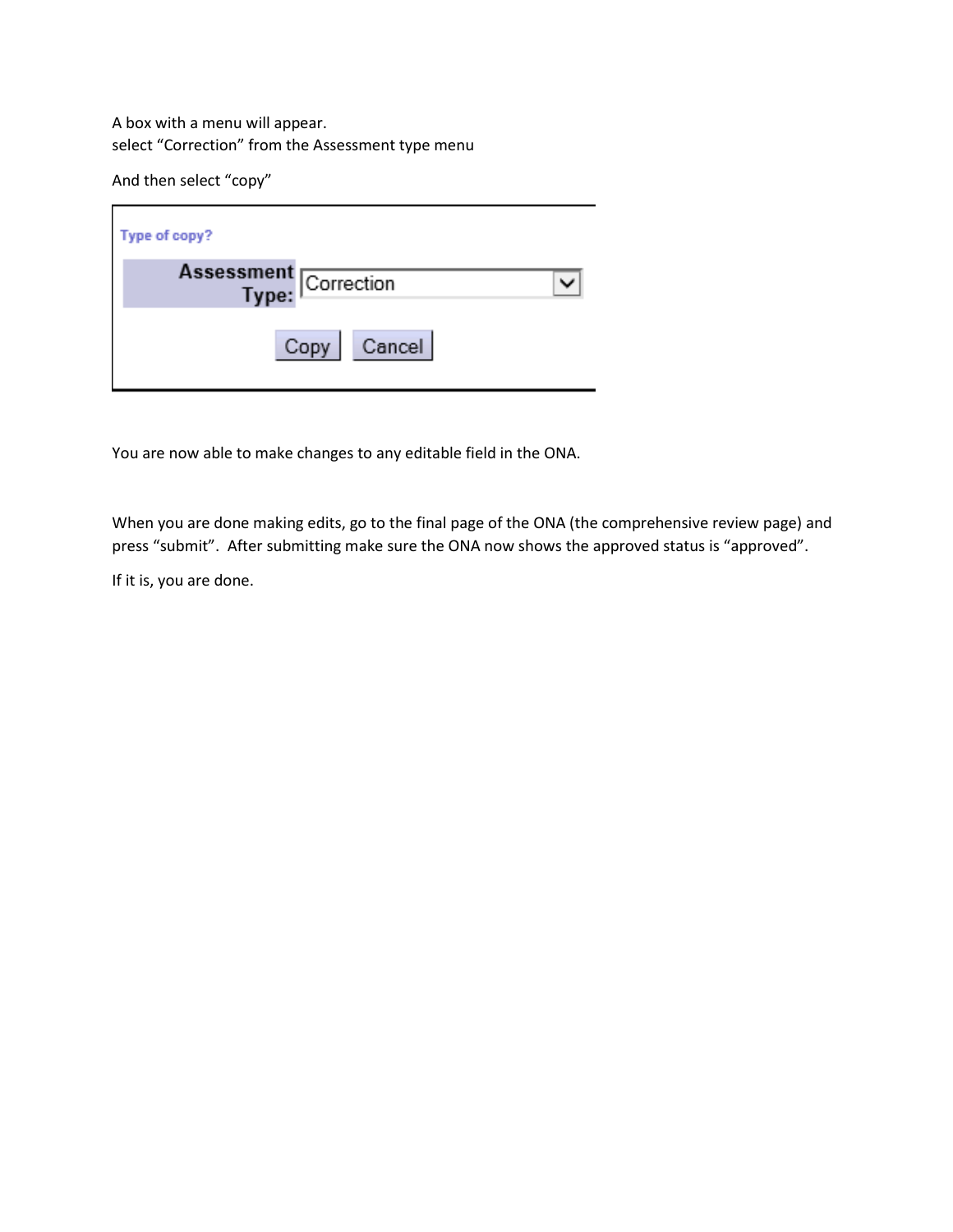A box with a menu will appear.
select “Correction” from the Assessment type menu

And then select “copy”

Type of copy?

| Assessment Type: | Correction |
| --- | --- |

Copy Cancel

You are now able to make changes to any editable field in the ONA.

When you are done making edits, go to the final page of the ONA (the comprehensive review page) and press “submit”. After submitting make sure the ONA now shows the approved status is “approved”.

If it is, you are done.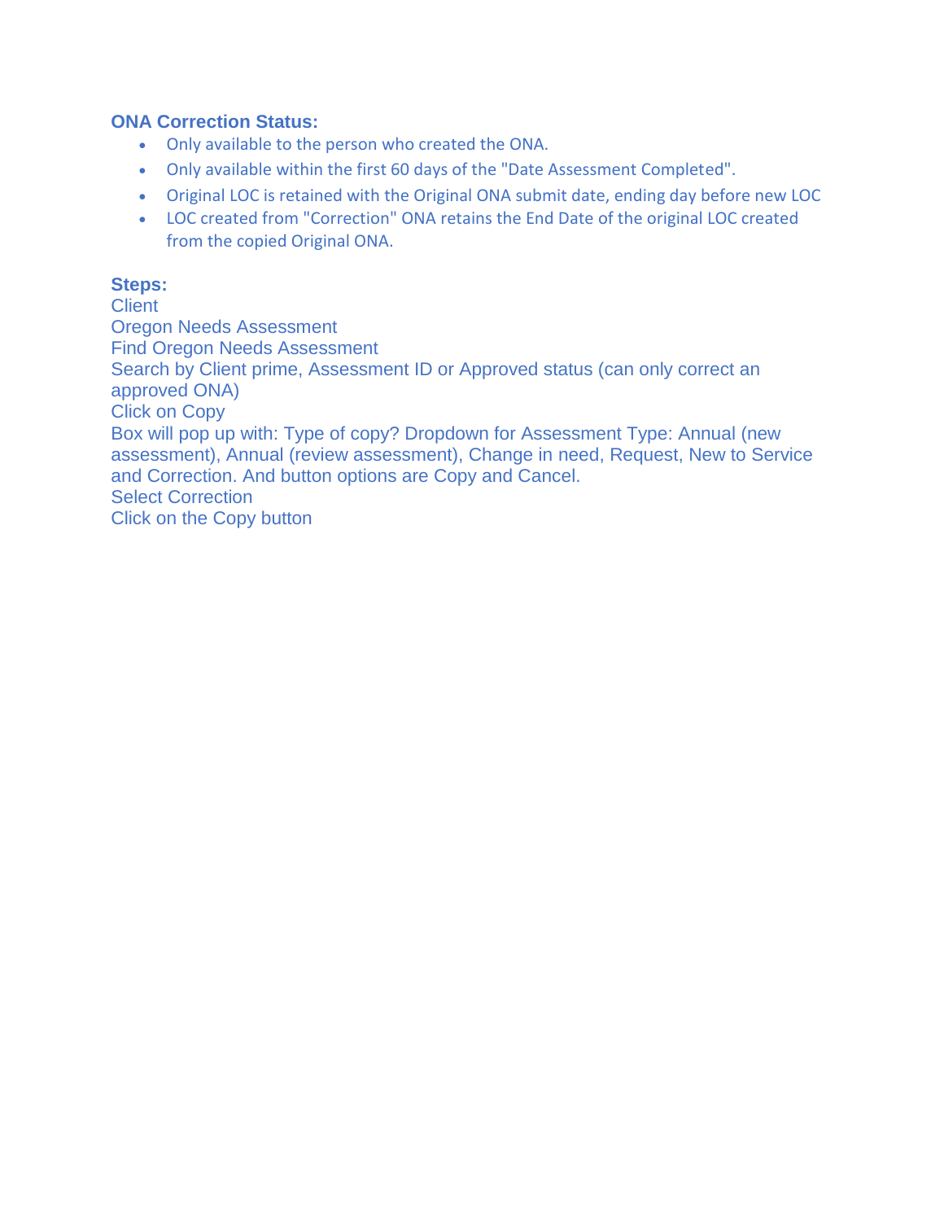### ONA Correction Status:

- Only available to the person who created the ONA.
- Only available within the first 60 days of the "Date Assessment Completed".
- Original LOC is retained with the Original ONA submit date, ending day before new LOC
- LOC created from "Correction" ONA retains the End Date of the original LOC created from the copied Original ONA.

### Steps:

Client
Oregon Needs Assessment
Find Oregon Needs Assessment
Search by Client prime, Assessment ID or Approved status (can only correct an approved ONA)
Click on Copy
Box will pop up with: Type of copy? Dropdown for Assessment Type: Annual (new assessment), Annual (review assessment), Change in need, Request, New to Service and Correction. And button options are Copy and Cancel.
Select Correction
Click on the Copy button